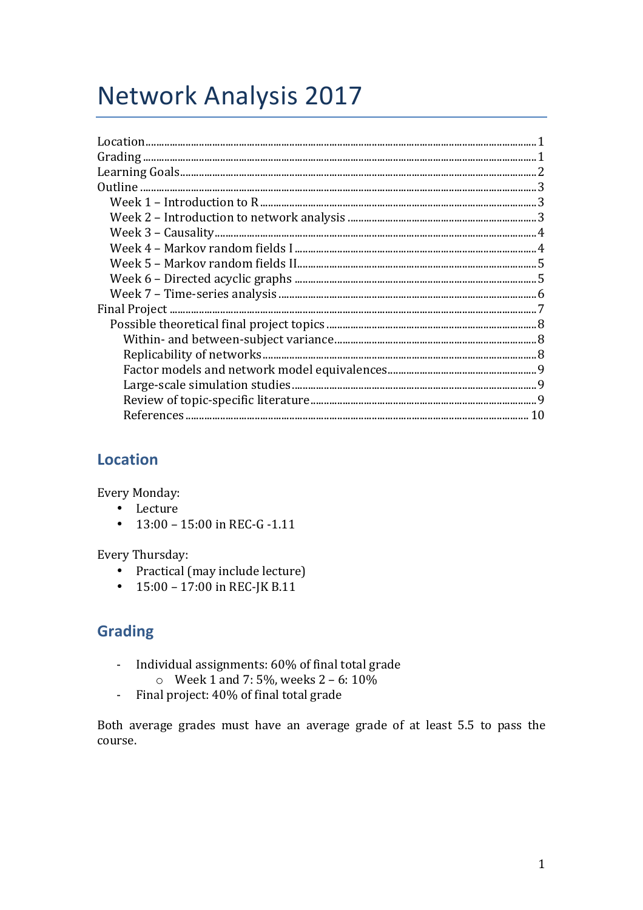# Network Analysis 2017

Location ........................................ 1
Grading ........................................ 1
Learning Goals ........................................ 2
Outline ........................................ 3
  Week 1 – Introduction to R ........................................ 3
  Week 2 – Introduction to network analysis ........................................ 3
  Week 3 – Causality ........................................ 4
  Week 4 – Markov random fields I ........................................ 4
  Week 5 – Markov random fields II ........................................ 5
  Week 6 – Directed acyclic graphs ........................................ 5
  Week 7 – Time-series analysis ........................................ 6
Final Project ........................................ 7
  Possible theoretical final project topics ........................................ 8
    Within- and between-subject variance ........................................ 8
    Replicability of networks ........................................ 8
    Factor models and network model equivalences ........................................ 9
    Large-scale simulation studies ........................................ 9
    Review of topic-specific literature ........................................ 9
    References ........................................ 10

## Location

Every Monday:

- Lecture
- 13:00 – 15:00 in REC-G -1.11

Every Thursday:

- Practical (may include lecture)
- 15:00 – 17:00 in REC-JK B.11

## Grading

- Individual assignments: 60% of final total grade
    - Week 1 and 7: 5%, weeks 2 – 6: 10%
- Final project: 40% of final total grade

Both average grades must have an average grade of at least 5.5 to pass the course.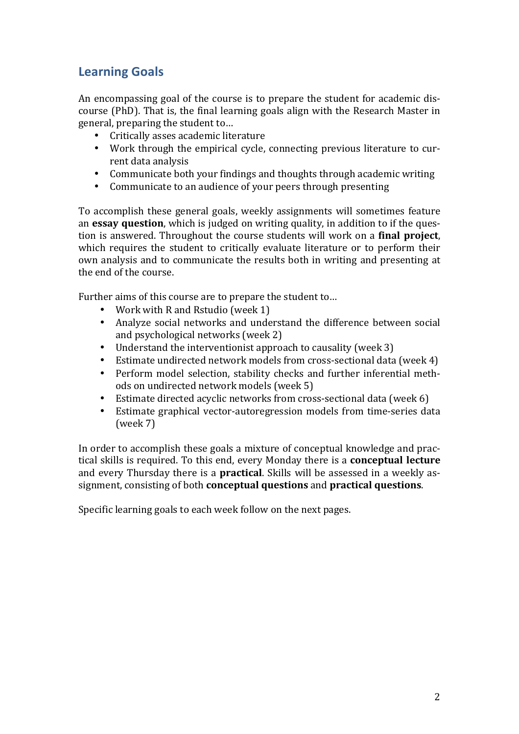## Learning Goals

An encompassing goal of the course is to prepare the student for academic discourse (PhD). That is, the final learning goals align with the Research Master in general, preparing the student to…

- Critically asses academic literature
- Work through the empirical cycle, connecting previous literature to current data analysis
- Communicate both your findings and thoughts through academic writing
- Communicate to an audience of your peers through presenting

To accomplish these general goals, weekly assignments will sometimes feature an **essay question**, which is judged on writing quality, in addition to if the question is answered. Throughout the course students will work on a **final project**, which requires the student to critically evaluate literature or to perform their own analysis and to communicate the results both in writing and presenting at the end of the course.

Further aims of this course are to prepare the student to…

- Work with R and Rstudio (week 1)
- Analyze social networks and understand the difference between social and psychological networks (week 2)
- Understand the interventionist approach to causality (week 3)
- Estimate undirected network models from cross-sectional data (week 4)
- Perform model selection, stability checks and further inferential methods on undirected network models (week 5)
- Estimate directed acyclic networks from cross-sectional data (week 6)
- Estimate graphical vector-autoregression models from time-series data (week 7)

In order to accomplish these goals a mixture of conceptual knowledge and practical skills is required. To this end, every Monday there is a **conceptual lecture** and every Thursday there is a **practical**. Skills will be assessed in a weekly assignment, consisting of both **conceptual questions** and **practical questions**.

Specific learning goals to each week follow on the next pages.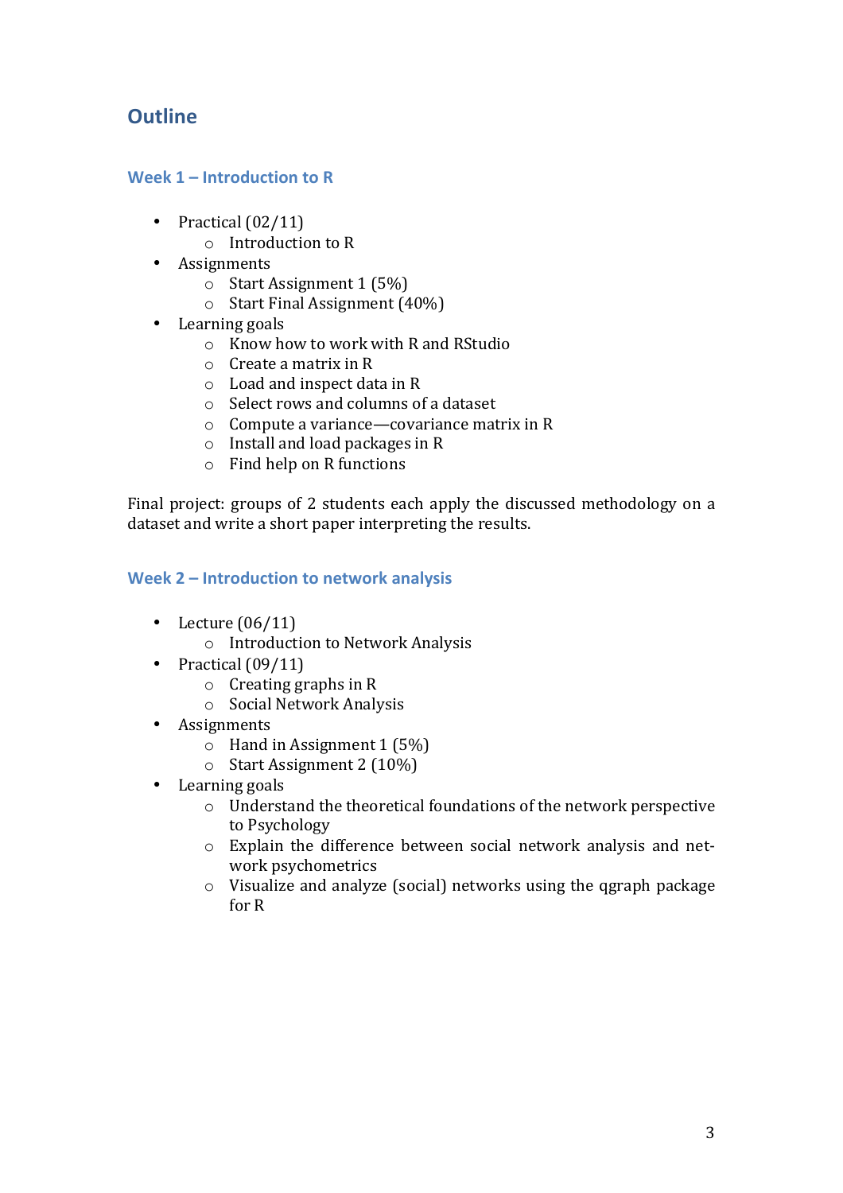## Outline

### Week 1 – Introduction to R

- Practical (02/11)
    - Introduction to R
- Assignments
    - Start Assignment 1 (5%)
    - Start Final Assignment (40%)
- Learning goals
    - Know how to work with R and RStudio
    - Create a matrix in R
    - Load and inspect data in R
    - Select rows and columns of a dataset
    - Compute a variance—covariance matrix in R
    - Install and load packages in R
    - Find help on R functions

Final project: groups of 2 students each apply the discussed methodology on a dataset and write a short paper interpreting the results.

### Week 2 – Introduction to network analysis

- Lecture (06/11)
    - Introduction to Network Analysis
- Practical (09/11)
    - Creating graphs in R
    - Social Network Analysis
- Assignments
    - Hand in Assignment 1 (5%)
    - Start Assignment 2 (10%)
- Learning goals
    - Understand the theoretical foundations of the network perspective to Psychology
    - Explain the difference between social network analysis and network psychometrics
    - Visualize and analyze (social) networks using the qgraph package for R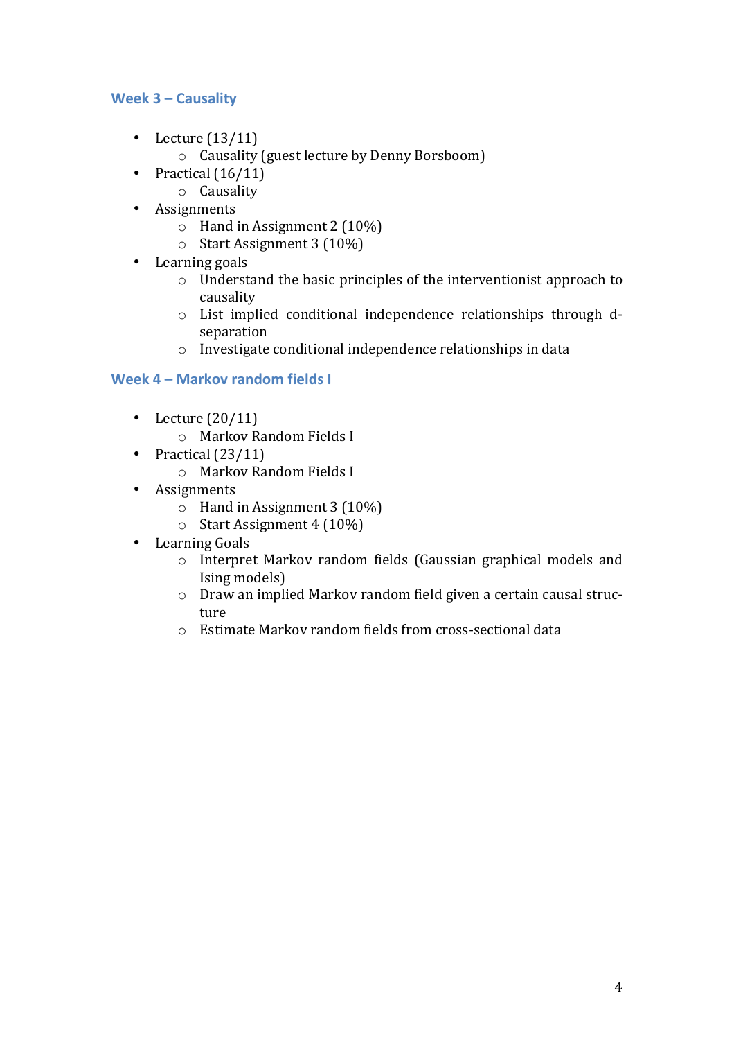### Week 3 – Causality

- Lecture (13/11)
  - Causality (guest lecture by Denny Borsboom)
- Practical (16/11)
  - Causality
- Assignments
  - Hand in Assignment 2 (10%)
  - Start Assignment 3 (10%)
- Learning goals
  - Understand the basic principles of the interventionist approach to causality
  - List implied conditional independence relationships through d-separation
  - Investigate conditional independence relationships in data

### Week 4 – Markov random fields I

- Lecture (20/11)
  - Markov Random Fields I
- Practical (23/11)
  - Markov Random Fields I
- Assignments
  - Hand in Assignment 3 (10%)
  - Start Assignment 4 (10%)
- Learning Goals
  - Interpret Markov random fields (Gaussian graphical models and Ising models)
  - Draw an implied Markov random field given a certain causal structure
  - Estimate Markov random fields from cross-sectional data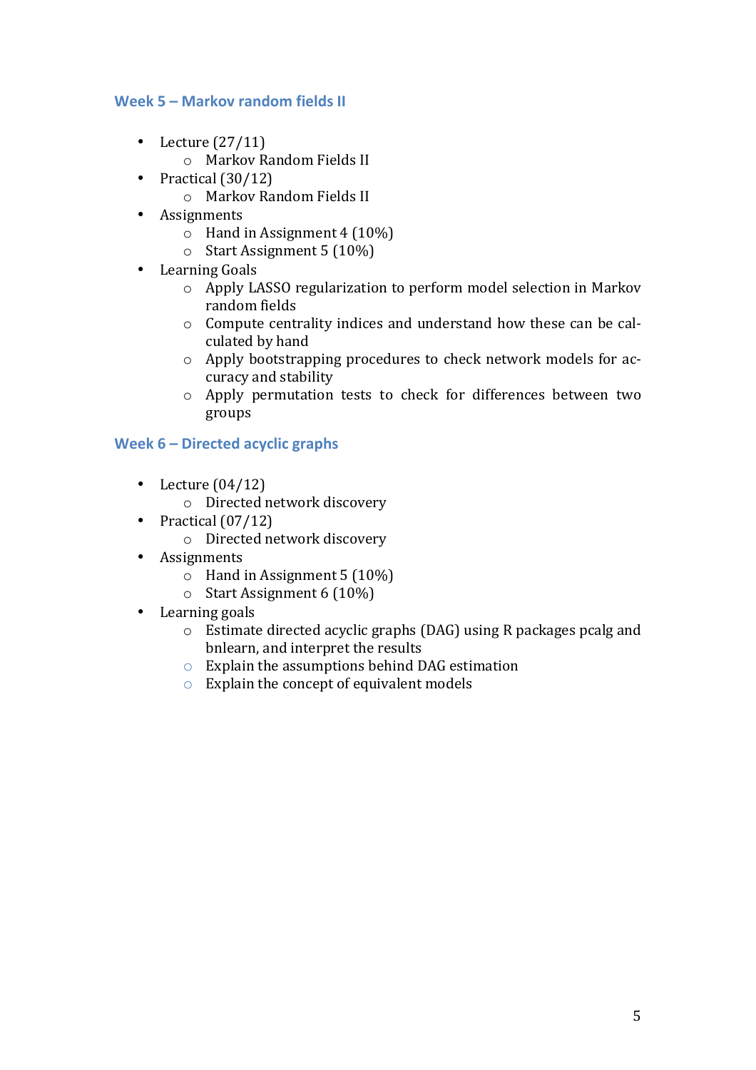### Week 5 – Markov random fields II

- Lecture (27/11)
    - Markov Random Fields II
- Practical (30/12)
    - Markov Random Fields II
- Assignments
    - Hand in Assignment 4 (10%)
    - Start Assignment 5 (10%)
- Learning Goals
    - Apply LASSO regularization to perform model selection in Markov random fields
    - Compute centrality indices and understand how these can be calculated by hand
    - Apply bootstrapping procedures to check network models for accuracy and stability
    - Apply permutation tests to check for differences between two groups

### Week 6 – Directed acyclic graphs

- Lecture (04/12)
    - Directed network discovery
- Practical (07/12)
    - Directed network discovery
- Assignments
    - Hand in Assignment 5 (10%)
    - Start Assignment 6 (10%)
- Learning goals
    - Estimate directed acyclic graphs (DAG) using R packages pcalg and bnlearn, and interpret the results
    - Explain the assumptions behind DAG estimation
    - Explain the concept of equivalent models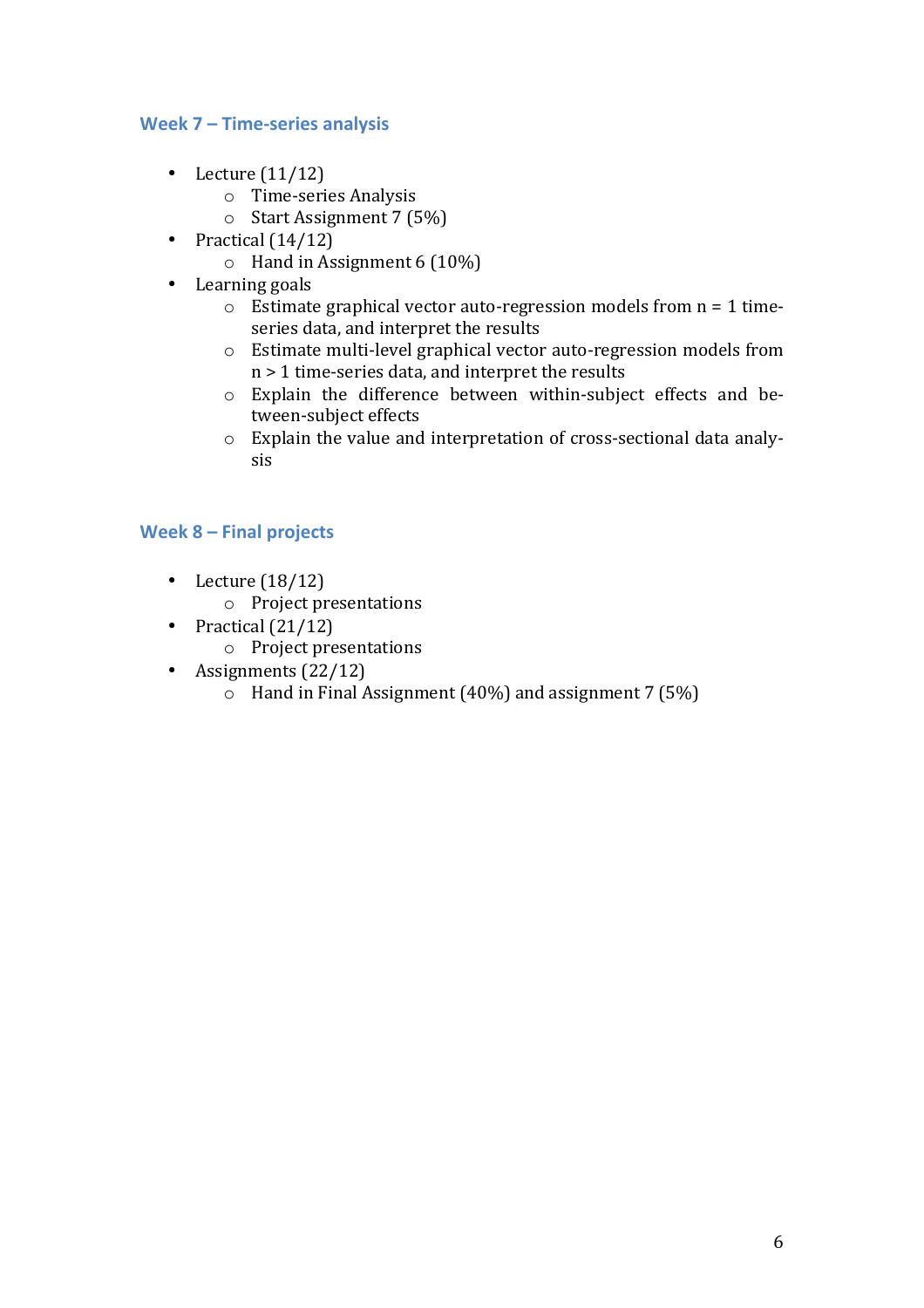### Week 7 – Time-series analysis

- Lecture (11/12)
  - Time-series Analysis
  - Start Assignment 7 (5%)
- Practical (14/12)
  - Hand in Assignment 6 (10%)
- Learning goals
  - Estimate graphical vector auto-regression models from $n = 1$ time-series data, and interpret the results
  - Estimate multi-level graphical vector auto-regression models from $n > 1$ time-series data, and interpret the results
  - Explain the difference between within-subject effects and between-subject effects
  - Explain the value and interpretation of cross-sectional data analysis

### Week 8 – Final projects

- Lecture (18/12)
  - Project presentations
- Practical (21/12)
  - Project presentations
- Assignments (22/12)
  - Hand in Final Assignment (40%) and assignment 7 (5%)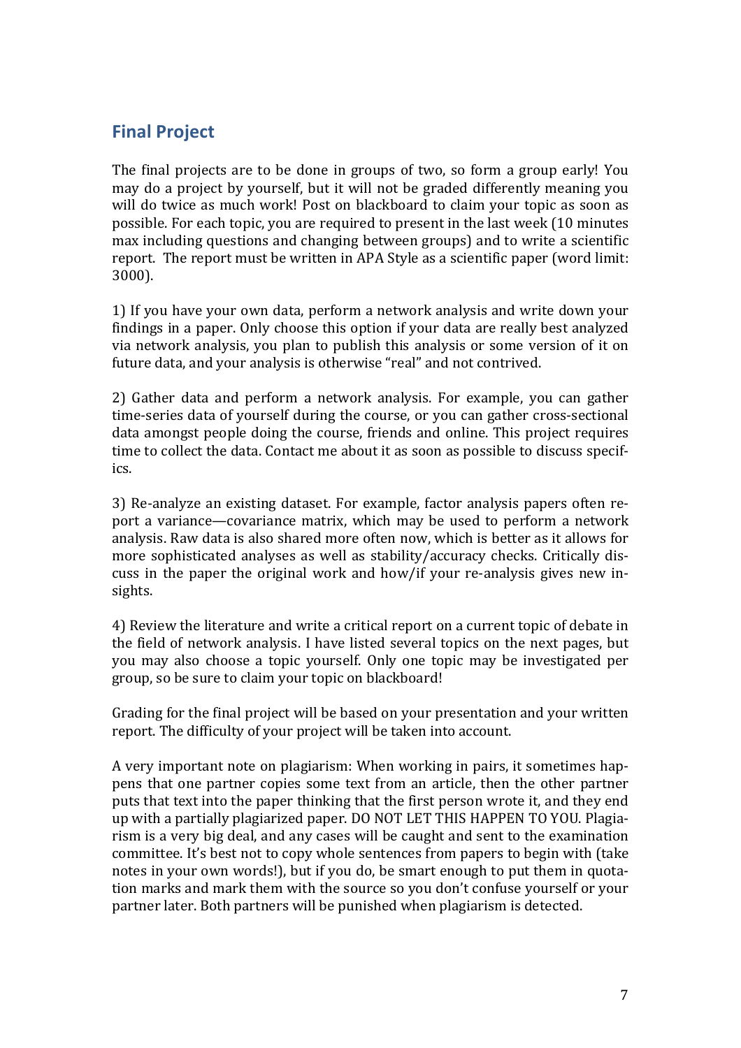## Final Project

The final projects are to be done in groups of two, so form a group early! You may do a project by yourself, but it will not be graded differently meaning you will do twice as much work! Post on blackboard to claim your topic as soon as possible. For each topic, you are required to present in the last week (10 minutes max including questions and changing between groups) and to write a scientific report. The report must be written in APA Style as a scientific paper (word limit: 3000).

1) If you have your own data, perform a network analysis and write down your findings in a paper. Only choose this option if your data are really best analyzed via network analysis, you plan to publish this analysis or some version of it on future data, and your analysis is otherwise "real" and not contrived.

2) Gather data and perform a network analysis. For example, you can gather time-series data of yourself during the course, or you can gather cross-sectional data amongst people doing the course, friends and online. This project requires time to collect the data. Contact me about it as soon as possible to discuss specifics.

3) Re-analyze an existing dataset. For example, factor analysis papers often report a variance—covariance matrix, which may be used to perform a network analysis. Raw data is also shared more often now, which is better as it allows for more sophisticated analyses as well as stability/accuracy checks. Critically discuss in the paper the original work and how/if your re-analysis gives new insights.

4) Review the literature and write a critical report on a current topic of debate in the field of network analysis. I have listed several topics on the next pages, but you may also choose a topic yourself. Only one topic may be investigated per group, so be sure to claim your topic on blackboard!

Grading for the final project will be based on your presentation and your written report. The difficulty of your project will be taken into account.

A very important note on plagiarism: When working in pairs, it sometimes happens that one partner copies some text from an article, then the other partner puts that text into the paper thinking that the first person wrote it, and they end up with a partially plagiarized paper. DO NOT LET THIS HAPPEN TO YOU. Plagiarism is a very big deal, and any cases will be caught and sent to the examination committee. It's best not to copy whole sentences from papers to begin with (take notes in your own words!), but if you do, be smart enough to put them in quotation marks and mark them with the source so you don't confuse yourself or your partner later. Both partners will be punished when plagiarism is detected.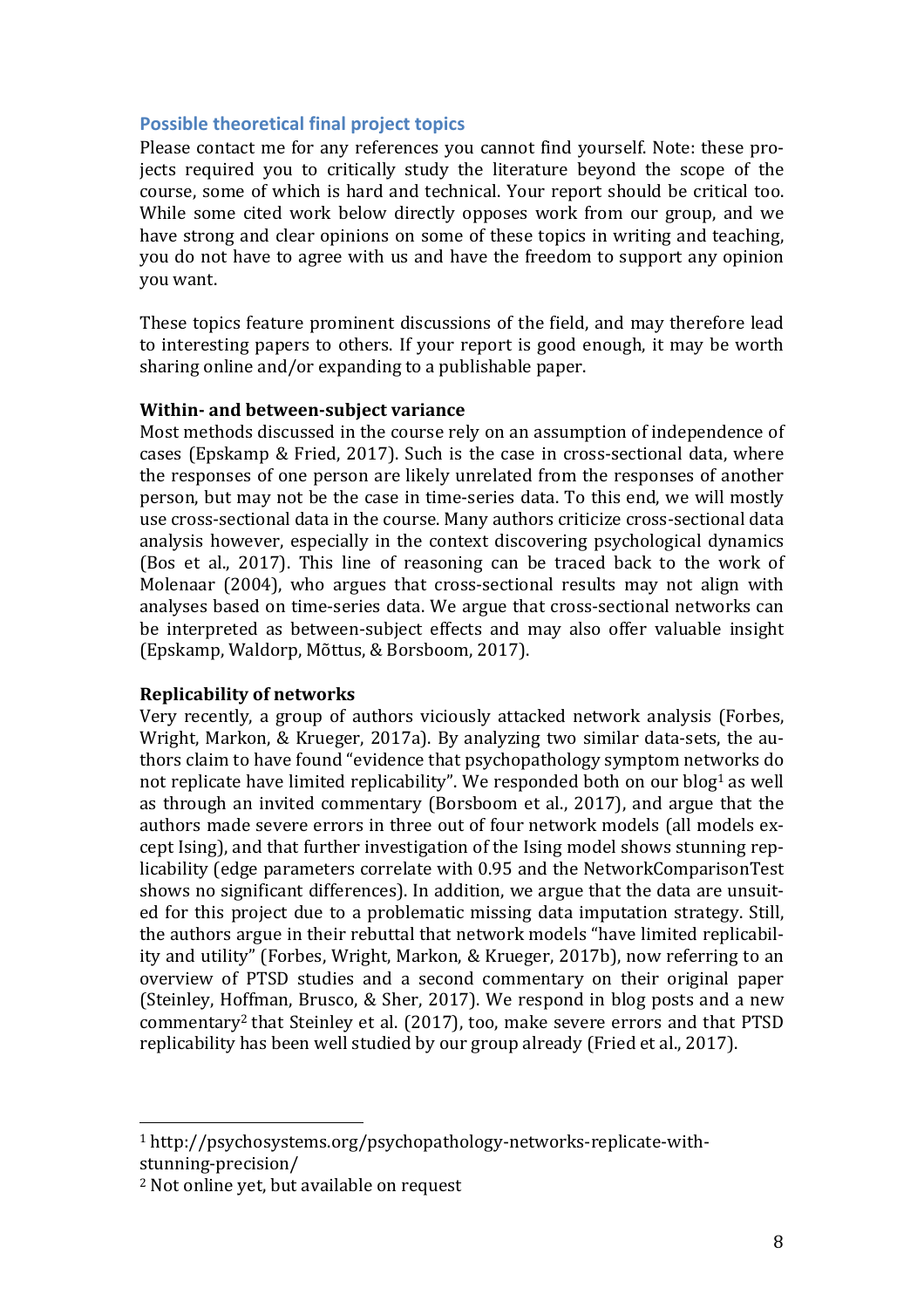## Possible theoretical final project topics

Please contact me for any references you cannot find yourself. Note: these projects required you to critically study the literature beyond the scope of the course, some of which is hard and technical. Your report should be critical too. While some cited work below directly opposes work from our group, and we have strong and clear opinions on some of these topics in writing and teaching, you do not have to agree with us and have the freedom to support any opinion you want.

These topics feature prominent discussions of the field, and may therefore lead to interesting papers to others. If your report is good enough, it may be worth sharing online and/or expanding to a publishable paper.

**Within- and between-subject variance**

Most methods discussed in the course rely on an assumption of independence of cases (Epskamp & Fried, 2017). Such is the case in cross-sectional data, where the responses of one person are likely unrelated from the responses of another person, but may not be the case in time-series data. To this end, we will mostly use cross-sectional data in the course. Many authors criticize cross-sectional data analysis however, especially in the context discovering psychological dynamics (Bos et al., 2017). This line of reasoning can be traced back to the work of Molenaar (2004), who argues that cross-sectional results may not align with analyses based on time-series data. We argue that cross-sectional networks can be interpreted as between-subject effects and may also offer valuable insight (Epskamp, Waldorp, Mõttus, & Borsboom, 2017).

**Replicability of networks**

Very recently, a group of authors viciously attacked network analysis (Forbes, Wright, Markon, & Krueger, 2017a). By analyzing two similar data-sets, the authors claim to have found "evidence that psychopathology symptom networks do not replicate have limited replicability". We responded both on our blog[1] as well as through an invited commentary (Borsboom et al., 2017), and argue that the authors made severe errors in three out of four network models (all models except Ising), and that further investigation of the Ising model shows stunning replicability (edge parameters correlate with 0.95 and the NetworkComparisonTest shows no significant differences). In addition, we argue that the data are unsuited for this project due to a problematic missing data imputation strategy. Still, the authors argue in their rebuttal that network models "have limited replicability and utility" (Forbes, Wright, Markon, & Krueger, 2017b), now referring to an overview of PTSD studies and a second commentary on their original paper (Steinley, Hoffman, Brusco, & Sher, 2017). We respond in blog posts and a new commentary[2] that Steinley et al. (2017), too, make severe errors and that PTSD replicability has been well studied by our group already (Fried et al., 2017).

---

[1] http://psychosystems.org/psychopathology-networks-replicate-with-stunning-precision/

[2] Not online yet, but available on request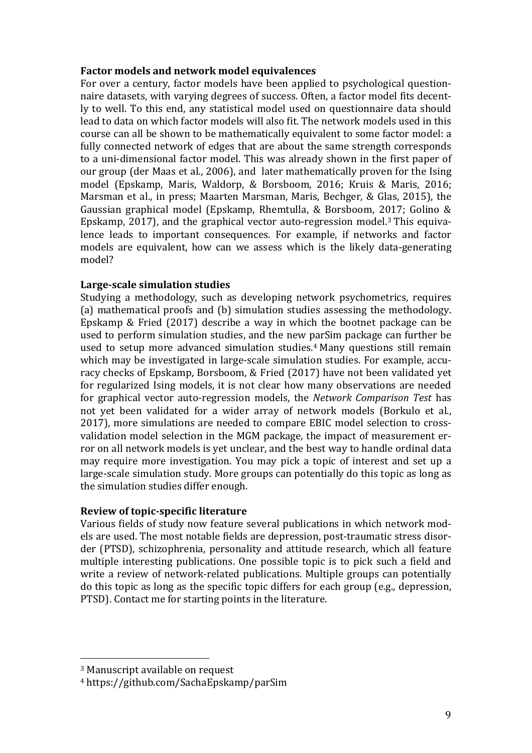**Factor models and network model equivalences**

For over a century, factor models have been applied to psychological questionnaire datasets, with varying degrees of success. Often, a factor model fits decently to well. To this end, any statistical model used on questionnaire data should lead to data on which factor models will also fit. The network models used in this course can all be shown to be mathematically equivalent to some factor model: a fully connected network of edges that are about the same strength corresponds to a uni-dimensional factor model. This was already shown in the first paper of our group (der Maas et al., 2006), and later mathematically proven for the Ising model (Epskamp, Maris, Waldorp, & Borsboom, 2016; Kruis & Maris, 2016; Marsman et al., in press; Maarten Marsman, Maris, Bechger, & Glas, 2015), the Gaussian graphical model (Epskamp, Rhemtulla, & Borsboom, 2017; Golino & Epskamp, 2017), and the graphical vector auto-regression model.[3] This equivalence leads to important consequences. For example, if networks and factor models are equivalent, how can we assess which is the likely data-generating model?

**Large-scale simulation studies**

Studying a methodology, such as developing network psychometrics, requires (a) mathematical proofs and (b) simulation studies assessing the methodology. Epskamp & Fried (2017) describe a way in which the bootnet package can be used to perform simulation studies, and the new parSim package can further be used to setup more advanced simulation studies.[4] Many questions still remain which may be investigated in large-scale simulation studies. For example, accuracy checks of Epskamp, Borsboom, & Fried (2017) have not been validated yet for regularized Ising models, it is not clear how many observations are needed for graphical vector auto-regression models, the *Network Comparison Test* has not yet been validated for a wider array of network models (Borkulo et al., 2017), more simulations are needed to compare EBIC model selection to cross-validation model selection in the MGM package, the impact of measurement error on all network models is yet unclear, and the best way to handle ordinal data may require more investigation. You may pick a topic of interest and set up a large-scale simulation study. More groups can potentially do this topic as long as the simulation studies differ enough.

**Review of topic-specific literature**

Various fields of study now feature several publications in which network models are used. The most notable fields are depression, post-traumatic stress disorder (PTSD), schizophrenia, personality and attitude research, which all feature multiple interesting publications. One possible topic is to pick such a field and write a review of network-related publications. Multiple groups can potentially do this topic as long as the specific topic differs for each group (e.g., depression, PTSD). Contact me for starting points in the literature.

---

[3] Manuscript available on request

[4] https://github.com/SachaEpskamp/parSim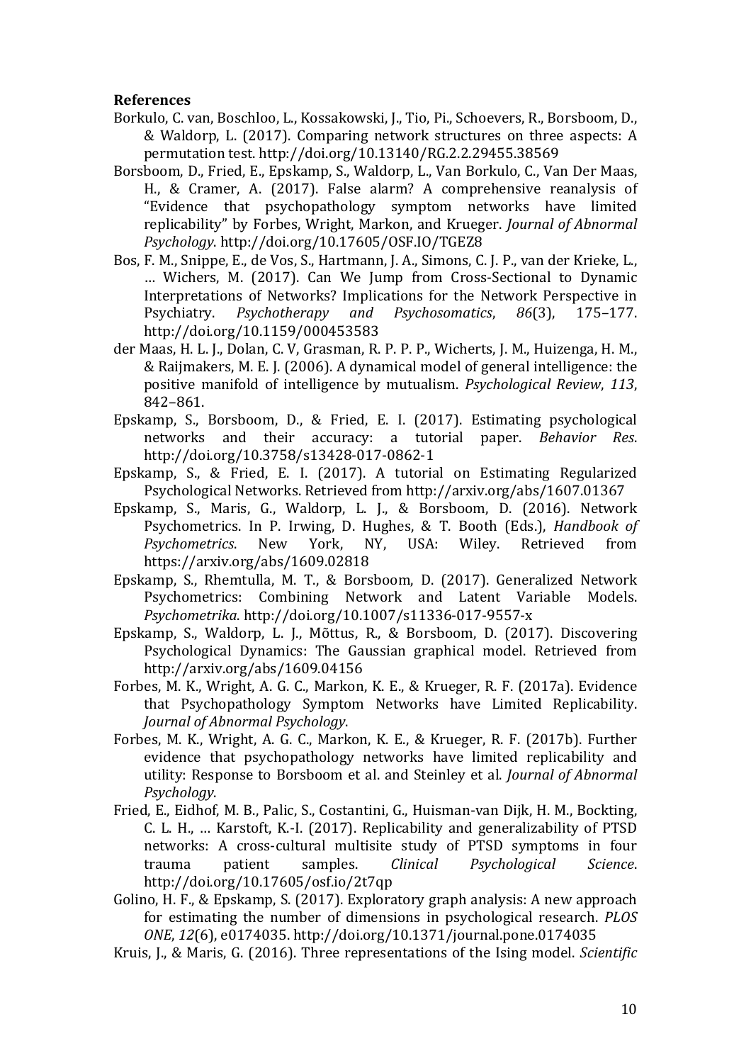**References**

Borkulo, C. van, Boschloo, L., Kossakowski, J., Tio, Pi., Schoevers, R., Borsboom, D., & Waldorp, L. (2017). Comparing network structures on three aspects: A permutation test. http://doi.org/10.13140/RG.2.2.29455.38569

Borsboom, D., Fried, E., Epskamp, S., Waldorp, L., Van Borkulo, C., Van Der Maas, H., & Cramer, A. (2017). False alarm? A comprehensive reanalysis of "Evidence that psychopathology symptom networks have limited replicability" by Forbes, Wright, Markon, and Krueger. *Journal of Abnormal Psychology*. http://doi.org/10.17605/OSF.IO/TGEZ8

Bos, F. M., Snippe, E., de Vos, S., Hartmann, J. A., Simons, C. J. P., van der Krieke, L., … Wichers, M. (2017). Can We Jump from Cross-Sectional to Dynamic Interpretations of Networks? Implications for the Network Perspective in Psychiatry. *Psychotherapy and Psychosomatics*, *86*(3), 175–177. http://doi.org/10.1159/000453583

der Maas, H. L. J., Dolan, C. V, Grasman, R. P. P. P., Wicherts, J. M., Huizenga, H. M., & Raijmakers, M. E. J. (2006). A dynamical model of general intelligence: the positive manifold of intelligence by mutualism. *Psychological Review*, *113*, 842–861.

Epskamp, S., Borsboom, D., & Fried, E. I. (2017). Estimating psychological networks and their accuracy: a tutorial paper. *Behavior Res*. http://doi.org/10.3758/s13428-017-0862-1

Epskamp, S., & Fried, E. I. (2017). A tutorial on Estimating Regularized Psychological Networks. Retrieved from http://arxiv.org/abs/1607.01367

Epskamp, S., Maris, G., Waldorp, L. J., & Borsboom, D. (2016). Network Psychometrics. In P. Irwing, D. Hughes, & T. Booth (Eds.), *Handbook of Psychometrics*. New York, NY, USA: Wiley. Retrieved from https://arxiv.org/abs/1609.02818

Epskamp, S., Rhemtulla, M. T., & Borsboom, D. (2017). Generalized Network Psychometrics: Combining Network and Latent Variable Models. *Psychometrika*. http://doi.org/10.1007/s11336-017-9557-x

Epskamp, S., Waldorp, L. J., Mõttus, R., & Borsboom, D. (2017). Discovering Psychological Dynamics: The Gaussian graphical model. Retrieved from http://arxiv.org/abs/1609.04156

Forbes, M. K., Wright, A. G. C., Markon, K. E., & Krueger, R. F. (2017a). Evidence that Psychopathology Symptom Networks have Limited Replicability. *Journal of Abnormal Psychology*.

Forbes, M. K., Wright, A. G. C., Markon, K. E., & Krueger, R. F. (2017b). Further evidence that psychopathology networks have limited replicability and utility: Response to Borsboom et al. and Steinley et al. *Journal of Abnormal Psychology*.

Fried, E., Eidhof, M. B., Palic, S., Costantini, G., Huisman-van Dijk, H. M., Bockting, C. L. H., … Karstoft, K.-I. (2017). Replicability and generalizability of PTSD networks: A cross-cultural multisite study of PTSD symptoms in four trauma patient samples. *Clinical Psychological Science*. http://doi.org/10.17605/osf.io/2t7qp

Golino, H. F., & Epskamp, S. (2017). Exploratory graph analysis: A new approach for estimating the number of dimensions in psychological research. *PLOS ONE*, *12*(6), e0174035. http://doi.org/10.1371/journal.pone.0174035

Kruis, J., & Maris, G. (2016). Three representations of the Ising model. *Scientific*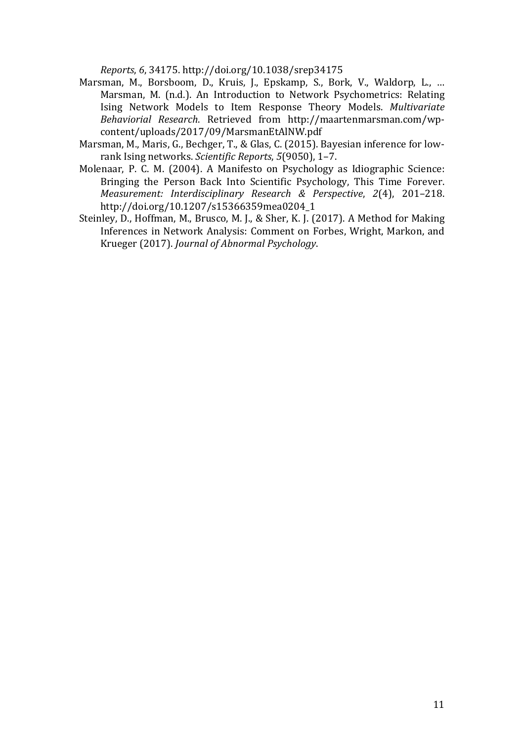*Reports*, *6*, 34175. http://doi.org/10.1038/srep34175

Marsman, M., Borsboom, D., Kruis, J., Epskamp, S., Bork, V., Waldorp, L., … Marsman, M. (n.d.). An Introduction to Network Psychometrics: Relating Ising Network Models to Item Response Theory Models. *Multivariate Behaviorial Research*. Retrieved from http://maartenmarsman.com/wp-content/uploads/2017/09/MarsmanEtAlNW.pdf

Marsman, M., Maris, G., Bechger, T., & Glas, C. (2015). Bayesian inference for low-rank Ising networks. *Scientific Reports*, *5*(9050), 1–7.

Molenaar, P. C. M. (2004). A Manifesto on Psychology as Idiographic Science: Bringing the Person Back Into Scientific Psychology, This Time Forever. *Measurement: Interdisciplinary Research & Perspective*, *2*(4), 201–218. http://doi.org/10.1207/s15366359mea0204_1

Steinley, D., Hoffman, M., Brusco, M. J., & Sher, K. J. (2017). A Method for Making Inferences in Network Analysis: Comment on Forbes, Wright, Markon, and Krueger (2017). *Journal of Abnormal Psychology*.